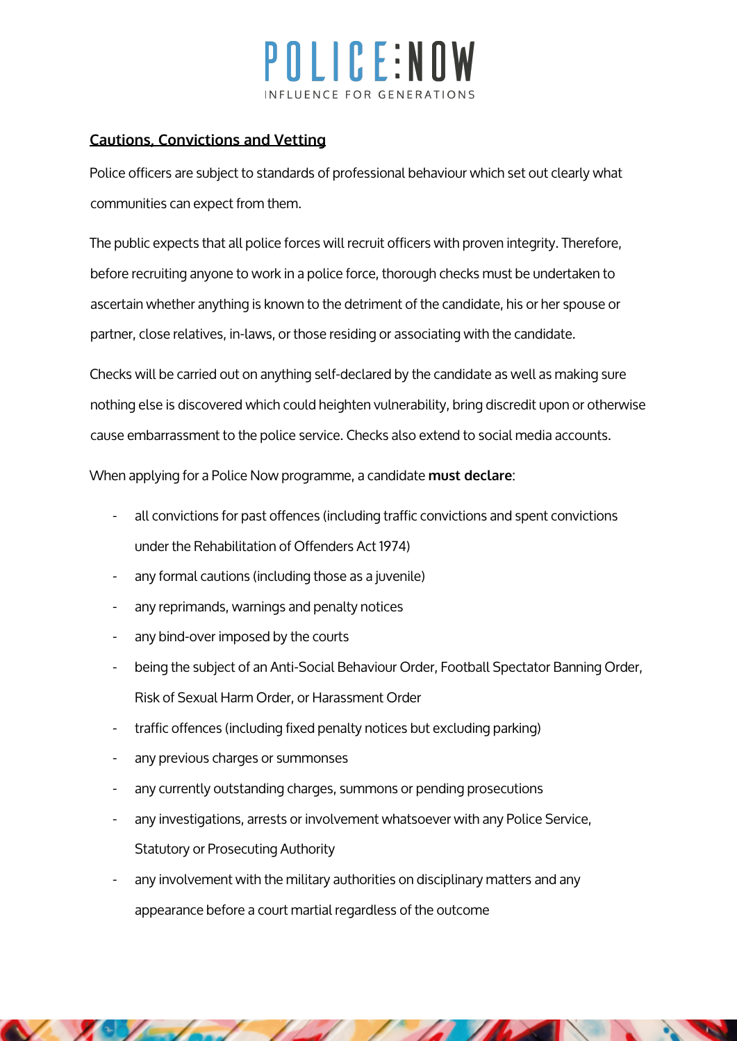## Cautions, Convictions and Vetting

Police officers are subject to standards of professional behaviour which set out clearly what communities can expect from them.

The public expects that all police forces will recruit officers with proven integrity. Therefore, before recruiting anyone to work in a police force, thorough checks must be undertaken to ascertain whether anything is known to the detriment of the candidate, his or her spouse or partner, close relatives, in-laws, or those residing or associating with the candidate.

Checks will be carried out on anything self-declared by the candidate as well as making sure nothing else is discovered which could heighten vulnerability, bring discredit upon or otherwise cause embarrassment to the police service. Checks also extend to social media accounts.

When applying for a Police Now programme, a candidate **must declare**:

- all convictions for past offences (including traffic convictions and spent convictions under the Rehabilitation of Offenders Act 1974)
- any formal cautions (including those as a juvenile)
- any reprimands, warnings and penalty notices
- any bind-over imposed by the courts
- being the subject of an Anti-Social Behaviour Order, Football Spectator Banning Order, Risk of Sexual Harm Order, or Harassment Order
- traffic offences (including fixed penalty notices but excluding parking)
- any previous charges or summonses
- any currently outstanding charges, summons or pending prosecutions
- any investigations, arrests or involvement whatsoever with any Police Service, Statutory or Prosecuting Authority
- any involvement with the military authorities on disciplinary matters and any appearance before a court martial regardless of the outcome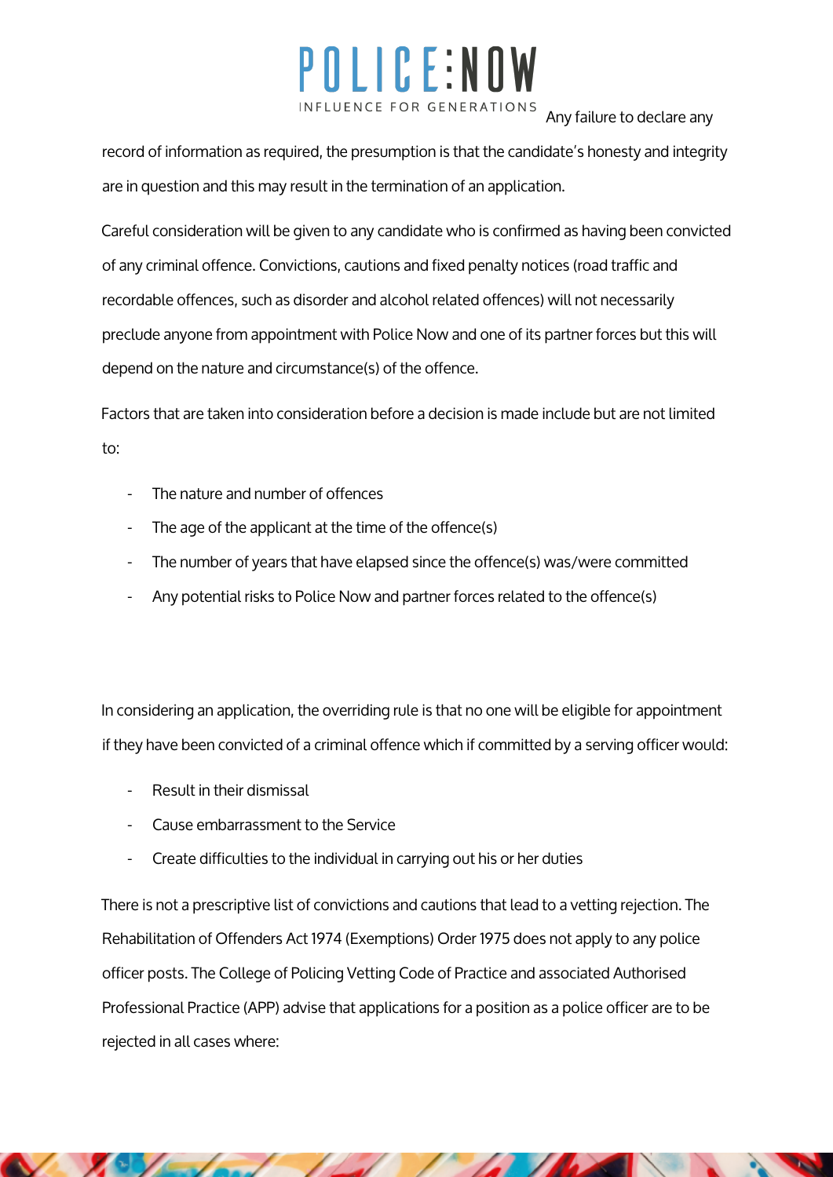Any failure to declare any record of information as required, the presumption is that the candidate's honesty and integrity are in question and this may result in the termination of an application.

Careful consideration will be given to any candidate who is confirmed as having been convicted of any criminal offence. Convictions, cautions and fixed penalty notices (road traffic and recordable offences, such as disorder and alcohol related offences) will not necessarily preclude anyone from appointment with Police Now and one of its partner forces but this will depend on the nature and circumstance(s) of the offence.

Factors that are taken into consideration before a decision is made include but are not limited to:

- The nature and number of offences
- The age of the applicant at the time of the offence(s)
- The number of years that have elapsed since the offence(s) was/were committed
- Any potential risks to Police Now and partner forces related to the offence(s)

In considering an application, the overriding rule is that no one will be eligible for appointment if they have been convicted of a criminal offence which if committed by a serving officer would:

- Result in their dismissal
- Cause embarrassment to the Service
- Create difficulties to the individual in carrying out his or her duties

There is not a prescriptive list of convictions and cautions that lead to a vetting rejection. The Rehabilitation of Offenders Act 1974 (Exemptions) Order 1975 does not apply to any police officer posts. The College of Policing Vetting Code of Practice and associated Authorised Professional Practice (APP) advise that applications for a position as a police officer are to be rejected in all cases where: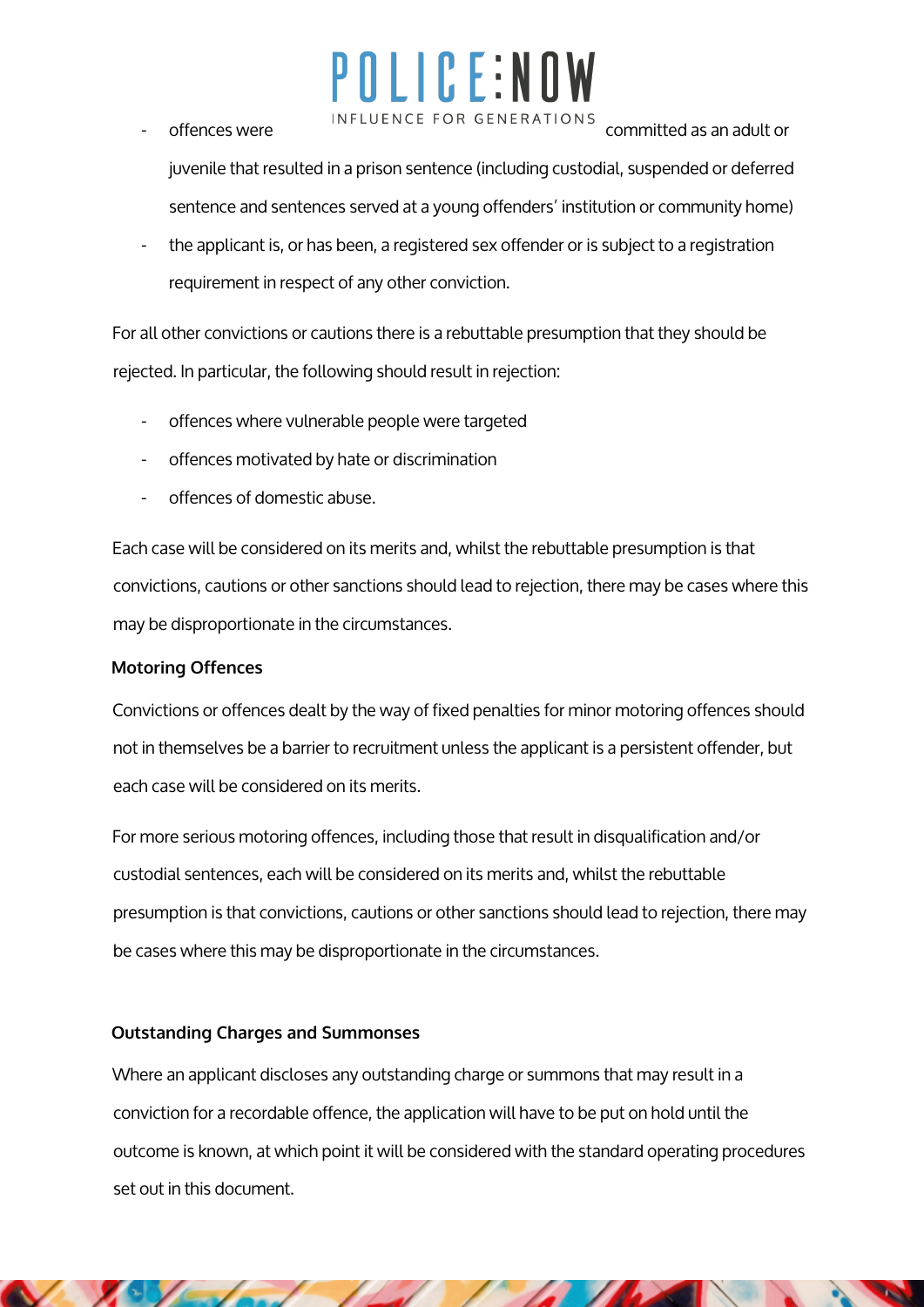- offences were committed as an adult or juvenile that resulted in a prison sentence (including custodial, suspended or deferred sentence and sentences served at a young offenders' institution or community home)
- the applicant is, or has been, a registered sex offender or is subject to a registration requirement in respect of any other conviction.

For all other convictions or cautions there is a rebuttable presumption that they should be rejected. In particular, the following should result in rejection:

- offences where vulnerable people were targeted
- offences motivated by hate or discrimination
- offences of domestic abuse.

Each case will be considered on its merits and, whilst the rebuttable presumption is that convictions, cautions or other sanctions should lead to rejection, there may be cases where this may be disproportionate in the circumstances.

**Motoring Offences**

Convictions or offences dealt by the way of fixed penalties for minor motoring offences should not in themselves be a barrier to recruitment unless the applicant is a persistent offender, but each case will be considered on its merits.

For more serious motoring offences, including those that result in disqualification and/or custodial sentences, each will be considered on its merits and, whilst the rebuttable presumption is that convictions, cautions or other sanctions should lead to rejection, there may be cases where this may be disproportionate in the circumstances.

**Outstanding Charges and Summonses**

Where an applicant discloses any outstanding charge or summons that may result in a conviction for a recordable offence, the application will have to be put on hold until the outcome is known, at which point it will be considered with the standard operating procedures set out in this document.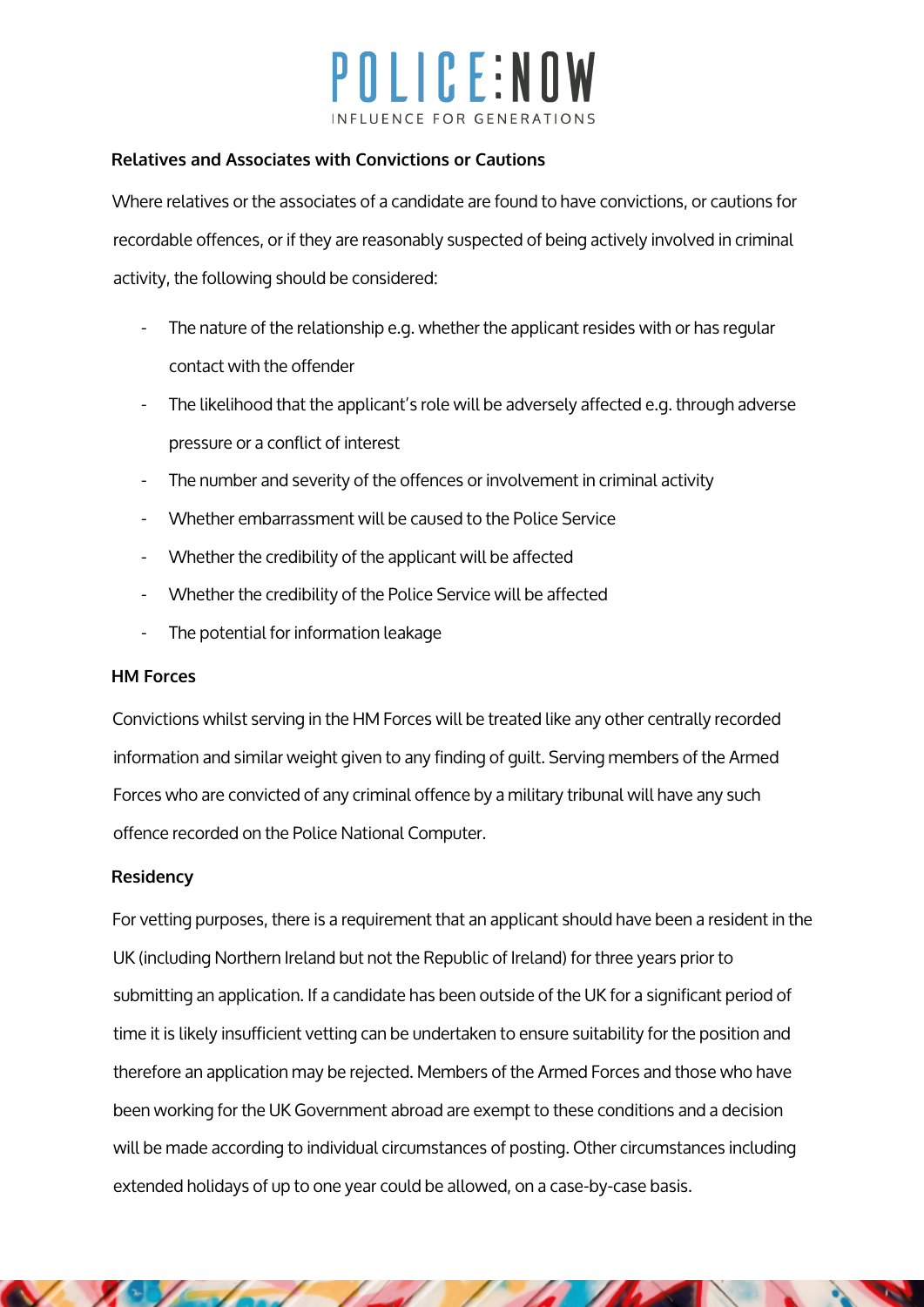## Relatives and Associates with Convictions or Cautions

Where relatives or the associates of a candidate are found to have convictions, or cautions for recordable offences, or if they are reasonably suspected of being actively involved in criminal activity, the following should be considered:

- The nature of the relationship e.g. whether the applicant resides with or has regular contact with the offender
- The likelihood that the applicant's role will be adversely affected e.g. through adverse pressure or a conflict of interest
- The number and severity of the offences or involvement in criminal activity
- Whether embarrassment will be caused to the Police Service
- Whether the credibility of the applicant will be affected
- Whether the credibility of the Police Service will be affected
- The potential for information leakage

## HM Forces

Convictions whilst serving in the HM Forces will be treated like any other centrally recorded information and similar weight given to any finding of guilt. Serving members of the Armed Forces who are convicted of any criminal offence by a military tribunal will have any such offence recorded on the Police National Computer.

## Residency

For vetting purposes, there is a requirement that an applicant should have been a resident in the UK (including Northern Ireland but not the Republic of Ireland) for three years prior to submitting an application. If a candidate has been outside of the UK for a significant period of time it is likely insufficient vetting can be undertaken to ensure suitability for the position and therefore an application may be rejected. Members of the Armed Forces and those who have been working for the UK Government abroad are exempt to these conditions and a decision will be made according to individual circumstances of posting. Other circumstances including extended holidays of up to one year could be allowed, on a case-by-case basis.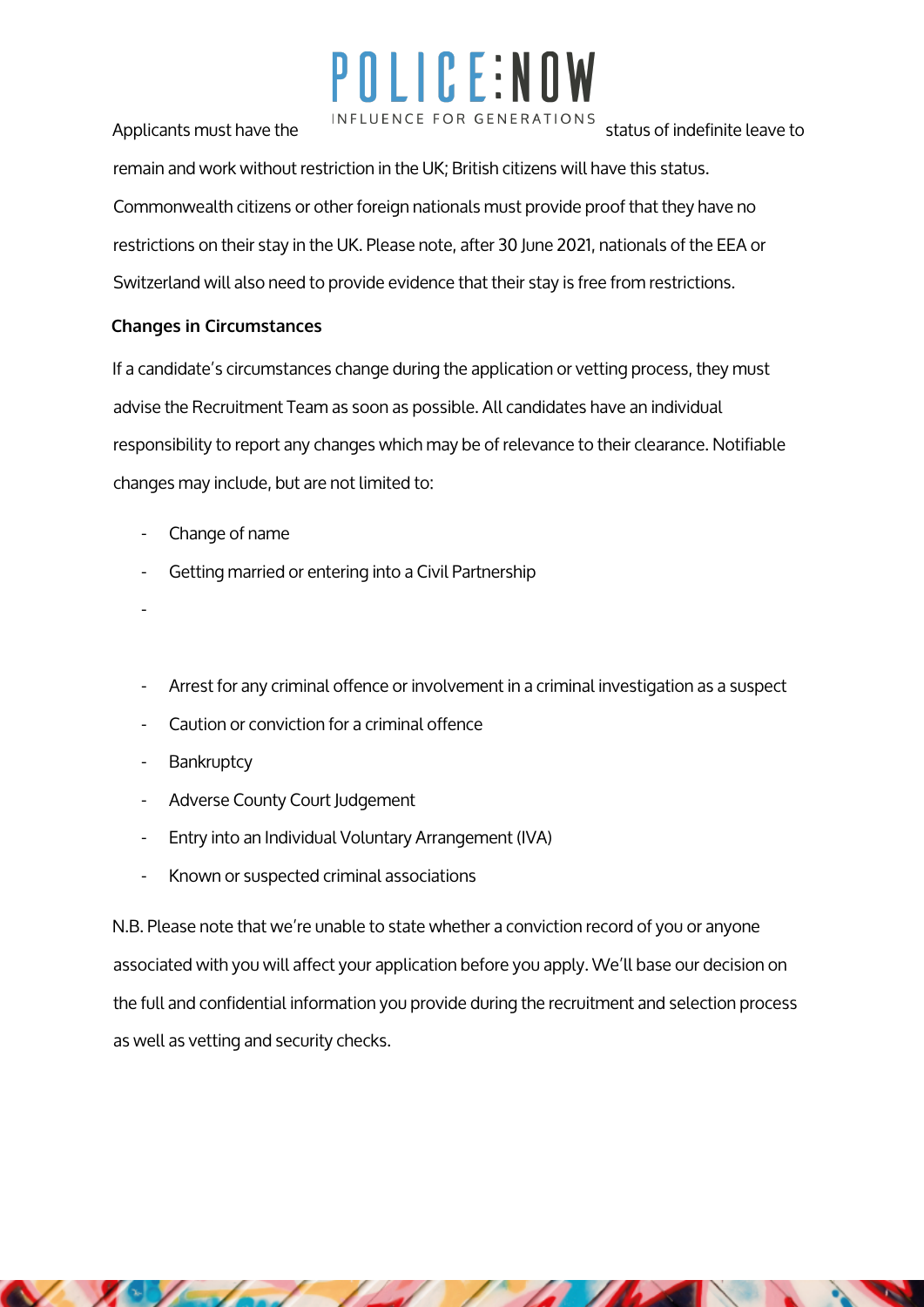Applicants must have the status of indefinite leave to remain and work without restriction in the UK; British citizens will have this status. Commonwealth citizens or other foreign nationals must provide proof that they have no restrictions on their stay in the UK. Please note, after 30 June 2021, nationals of the EEA or Switzerland will also need to provide evidence that their stay is free from restrictions.

**Changes in Circumstances**

If a candidate's circumstances change during the application or vetting process, they must advise the Recruitment Team as soon as possible. All candidates have an individual responsibility to report any changes which may be of relevance to their clearance. Notifiable changes may include, but are not limited to:

- Change of name
- Getting married or entering into a Civil Partnership
- 
- Arrest for any criminal offence or involvement in a criminal investigation as a suspect
- Caution or conviction for a criminal offence
- Bankruptcy
- Adverse County Court Judgement
- Entry into an Individual Voluntary Arrangement (IVA)
- Known or suspected criminal associations

N.B. Please note that we're unable to state whether a conviction record of you or anyone associated with you will affect your application before you apply. We'll base our decision on the full and confidential information you provide during the recruitment and selection process as well as vetting and security checks.